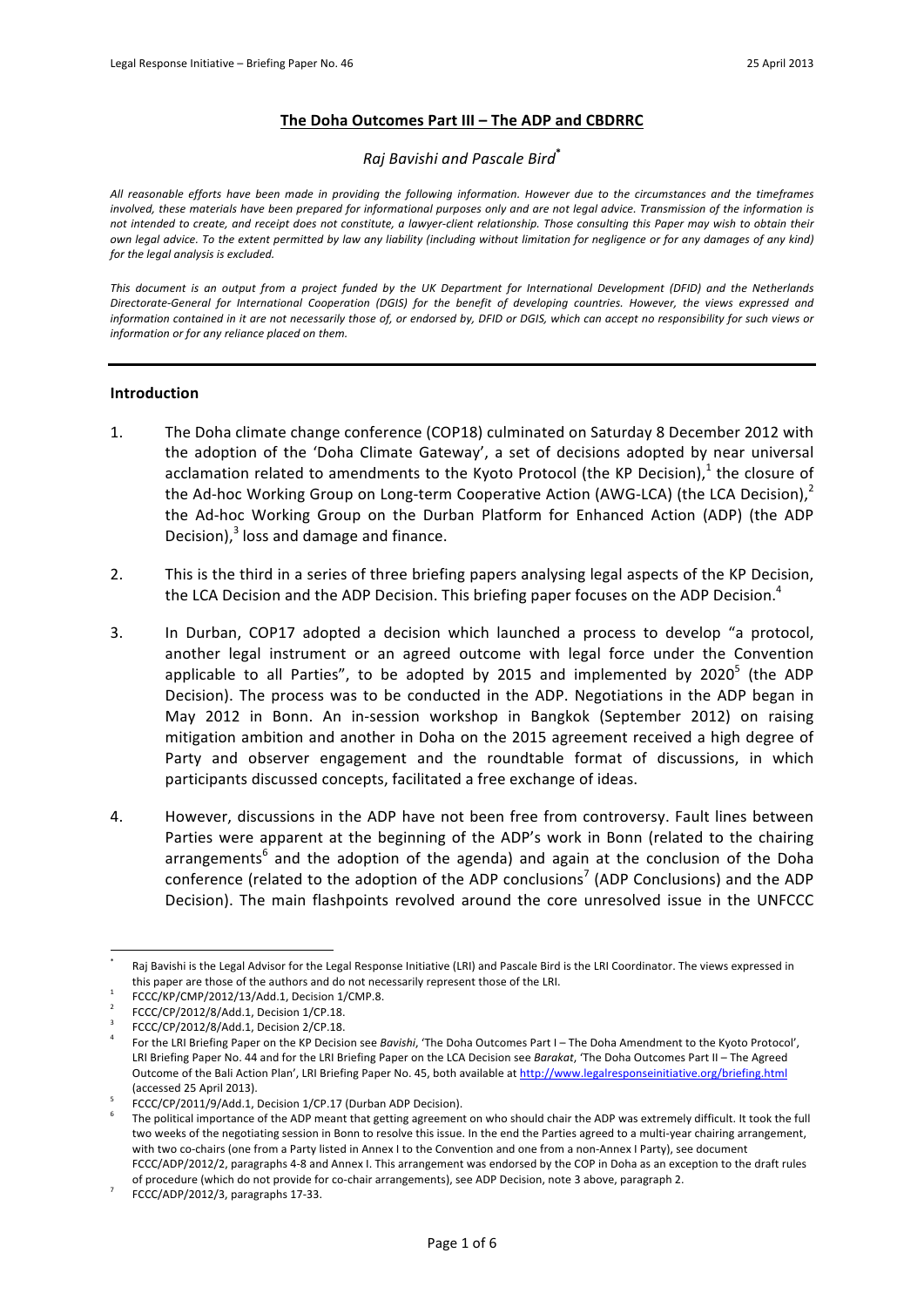## **The Doha Outcomes Part III – The ADP and CBDRRC**

*Raj Bavishi and Pascale Bird*[*]

*All reasonable efforts have been made in providing the following information. However due to the circumstances and the timeframes involved, these materials have been prepared for informational purposes only and are not legal advice. Transmission of the information is not intended to create, and receipt does not constitute, a lawyer-client relationship. Those consulting this Paper may wish to obtain their own legal advice. To the extent permitted by law any liability (including without limitation for negligence or for any damages of any kind) for the legal analysis is excluded.*

*This document is an output from a project funded by the UK Department for International Development (DFID) and the Netherlands Directorate-General for International Cooperation (DGIS) for the benefit of developing countries. However, the views expressed and information contained in it are not necessarily those of, or endorsed by, DFID or DGIS, which can accept no responsibility for such views or information or for any reliance placed on them.*

---

### **Introduction**

1. The Doha climate change conference (COP18) culminated on Saturday 8 December 2012 with the adoption of the 'Doha Climate Gateway', a set of decisions adopted by near universal acclamation related to amendments to the Kyoto Protocol (the KP Decision),[1] the closure of the Ad-hoc Working Group on Long-term Cooperative Action (AWG-LCA) (the LCA Decision),[2] the Ad-hoc Working Group on the Durban Platform for Enhanced Action (ADP) (the ADP Decision),[3] loss and damage and finance.

2. This is the third in a series of three briefing papers analysing legal aspects of the KP Decision, the LCA Decision and the ADP Decision. This briefing paper focuses on the ADP Decision.[4]

3. In Durban, COP17 adopted a decision which launched a process to develop "a protocol, another legal instrument or an agreed outcome with legal force under the Convention applicable to all Parties", to be adopted by 2015 and implemented by 2020[5] (the ADP Decision). The process was to be conducted in the ADP. Negotiations in the ADP began in May 2012 in Bonn. An in-session workshop in Bangkok (September 2012) on raising mitigation ambition and another in Doha on the 2015 agreement received a high degree of Party and observer engagement and the roundtable format of discussions, in which participants discussed concepts, facilitated a free exchange of ideas.

4. However, discussions in the ADP have not been free from controversy. Fault lines between Parties were apparent at the beginning of the ADP's work in Bonn (related to the chairing arrangements[6] and the adoption of the agenda) and again at the conclusion of the Doha conference (related to the adoption of the ADP conclusions[7] (ADP Conclusions) and the ADP Decision). The main flashpoints revolved around the core unresolved issue in the UNFCCC

---

[*] Raj Bavishi is the Legal Advisor for the Legal Response Initiative (LRI) and Pascale Bird is the LRI Coordinator. The views expressed in this paper are those of the authors and do not necessarily represent those of the LRI.

[1] FCCC/KP/CMP/2012/13/Add.1, Decision 1/CMP.8.

[2] FCCC/CP/2012/8/Add.1, Decision 1/CP.18.

[3] FCCC/CP/2012/8/Add.1, Decision 2/CP.18.

[4] For the LRI Briefing Paper on the KP Decision see *Bavishi*, 'The Doha Outcomes Part I – The Doha Amendment to the Kyoto Protocol', LRI Briefing Paper No. 44 and for the LRI Briefing Paper on the LCA Decision see *Barakat*, 'The Doha Outcomes Part II – The Agreed Outcome of the Bali Action Plan', LRI Briefing Paper No. 45, both available at http://www.legalresponseinitiative.org/briefing.html (accessed 25 April 2013).

[5] FCCC/CP/2011/9/Add.1, Decision 1/CP.17 (Durban ADP Decision).

[6] The political importance of the ADP meant that getting agreement on who should chair the ADP was extremely difficult. It took the full two weeks of the negotiating session in Bonn to resolve this issue. In the end the Parties agreed to a multi-year chairing arrangement, with two co-chairs (one from a Party listed in Annex I to the Convention and one from a non-Annex I Party), see document FCCC/ADP/2012/2, paragraphs 4-8 and Annex I. This arrangement was endorsed by the COP in Doha as an exception to the draft rules of procedure (which do not provide for co-chair arrangements), see ADP Decision, note 3 above, paragraph 2.

[7] FCCC/ADP/2012/3, paragraphs 17-33.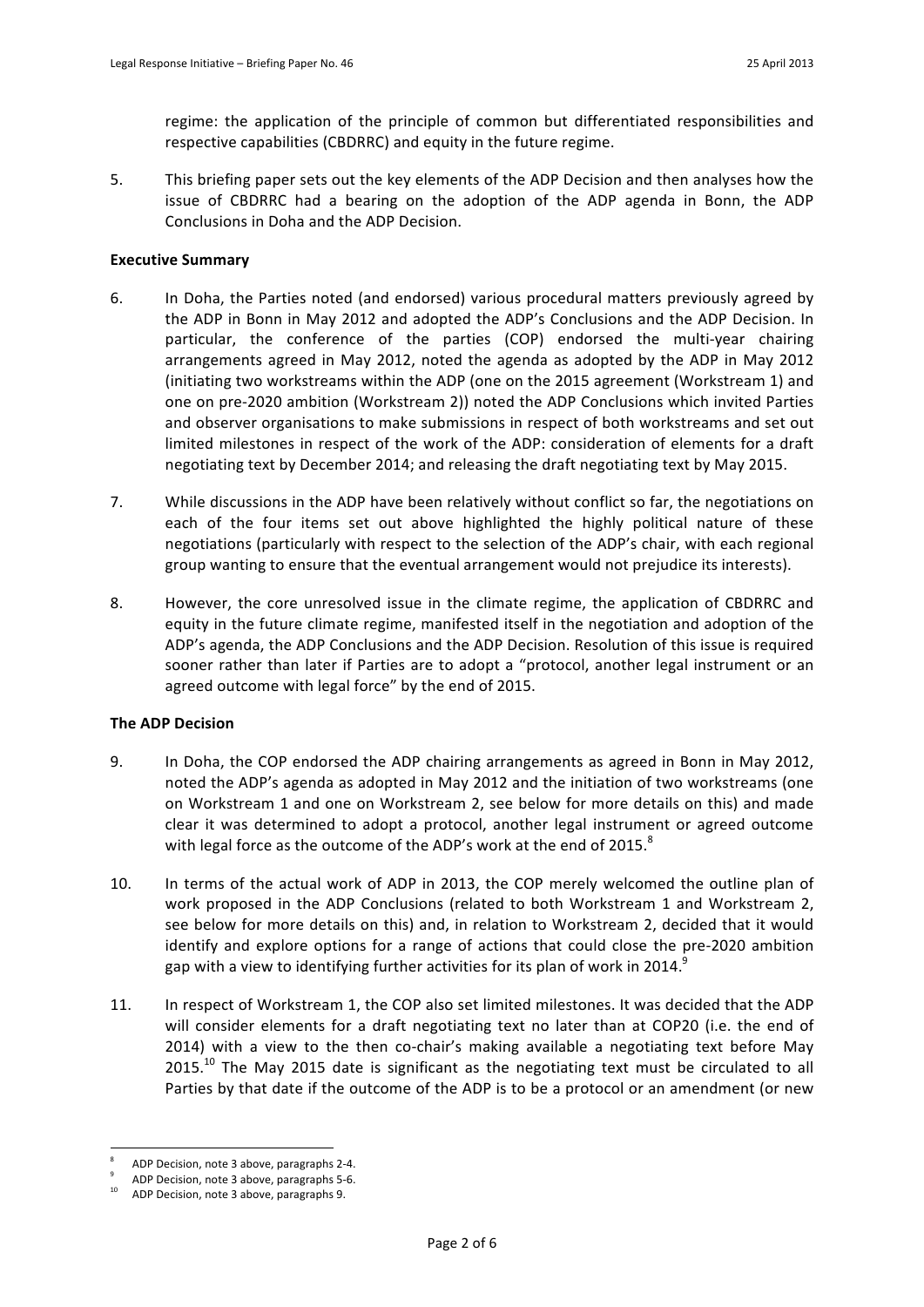regime: the application of the principle of common but differentiated responsibilities and respective capabilities (CBDRRC) and equity in the future regime.

5. This briefing paper sets out the key elements of the ADP Decision and then analyses how the issue of CBDRRC had a bearing on the adoption of the ADP agenda in Bonn, the ADP Conclusions in Doha and the ADP Decision.

**Executive Summary**

6. In Doha, the Parties noted (and endorsed) various procedural matters previously agreed by the ADP in Bonn in May 2012 and adopted the ADP's Conclusions and the ADP Decision. In particular, the conference of the parties (COP) endorsed the multi-year chairing arrangements agreed in May 2012, noted the agenda as adopted by the ADP in May 2012 (initiating two workstreams within the ADP (one on the 2015 agreement (Workstream 1) and one on pre-2020 ambition (Workstream 2)) noted the ADP Conclusions which invited Parties and observer organisations to make submissions in respect of both workstreams and set out limited milestones in respect of the work of the ADP: consideration of elements for a draft negotiating text by December 2014; and releasing the draft negotiating text by May 2015.

7. While discussions in the ADP have been relatively without conflict so far, the negotiations on each of the four items set out above highlighted the highly political nature of these negotiations (particularly with respect to the selection of the ADP's chair, with each regional group wanting to ensure that the eventual arrangement would not prejudice its interests).

8. However, the core unresolved issue in the climate regime, the application of CBDRRC and equity in the future climate regime, manifested itself in the negotiation and adoption of the ADP's agenda, the ADP Conclusions and the ADP Decision. Resolution of this issue is required sooner rather than later if Parties are to adopt a "protocol, another legal instrument or an agreed outcome with legal force" by the end of 2015.

**The ADP Decision**

9. In Doha, the COP endorsed the ADP chairing arrangements as agreed in Bonn in May 2012, noted the ADP's agenda as adopted in May 2012 and the initiation of two workstreams (one on Workstream 1 and one on Workstream 2, see below for more details on this) and made clear it was determined to adopt a protocol, another legal instrument or agreed outcome with legal force as the outcome of the ADP's work at the end of 2015.[8]

10. In terms of the actual work of ADP in 2013, the COP merely welcomed the outline plan of work proposed in the ADP Conclusions (related to both Workstream 1 and Workstream 2, see below for more details on this) and, in relation to Workstream 2, decided that it would identify and explore options for a range of actions that could close the pre-2020 ambition gap with a view to identifying further activities for its plan of work in 2014.[9]

11. In respect of Workstream 1, the COP also set limited milestones. It was decided that the ADP will consider elements for a draft negotiating text no later than at COP20 (i.e. the end of 2014) with a view to the then co-chair's making available a negotiating text before May 2015.[10] The May 2015 date is significant as the negotiating text must be circulated to all Parties by that date if the outcome of the ADP is to be a protocol or an amendment (or new

---

[8] ADP Decision, note 3 above, paragraphs 2-4.

[9] ADP Decision, note 3 above, paragraphs 5-6.

[10] ADP Decision, note 3 above, paragraphs 9.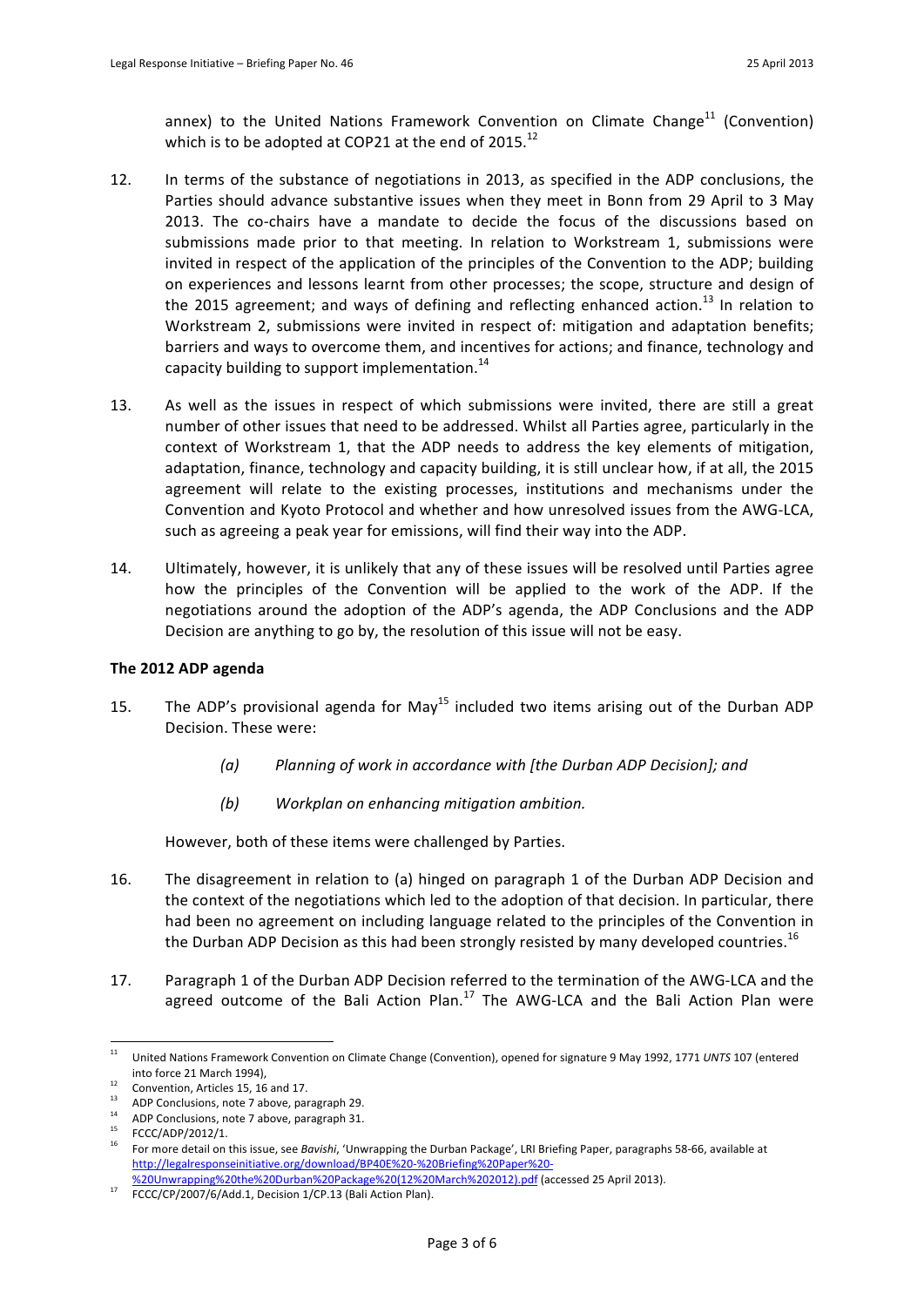annex) to the United Nations Framework Convention on Climate Change[11] (Convention) which is to be adopted at COP21 at the end of 2015.[12]

12. In terms of the substance of negotiations in 2013, as specified in the ADP conclusions, the Parties should advance substantive issues when they meet in Bonn from 29 April to 3 May 2013. The co-chairs have a mandate to decide the focus of the discussions based on submissions made prior to that meeting. In relation to Workstream 1, submissions were invited in respect of the application of the principles of the Convention to the ADP; building on experiences and lessons learnt from other processes; the scope, structure and design of the 2015 agreement; and ways of defining and reflecting enhanced action.[13] In relation to Workstream 2, submissions were invited in respect of: mitigation and adaptation benefits; barriers and ways to overcome them, and incentives for actions; and finance, technology and capacity building to support implementation.[14]

13. As well as the issues in respect of which submissions were invited, there are still a great number of other issues that need to be addressed. Whilst all Parties agree, particularly in the context of Workstream 1, that the ADP needs to address the key elements of mitigation, adaptation, finance, technology and capacity building, it is still unclear how, if at all, the 2015 agreement will relate to the existing processes, institutions and mechanisms under the Convention and Kyoto Protocol and whether and how unresolved issues from the AWG-LCA, such as agreeing a peak year for emissions, will find their way into the ADP.

14. Ultimately, however, it is unlikely that any of these issues will be resolved until Parties agree how the principles of the Convention will be applied to the work of the ADP. If the negotiations around the adoption of the ADP's agenda, the ADP Conclusions and the ADP Decision are anything to go by, the resolution of this issue will not be easy.

**The 2012 ADP agenda**

15. The ADP's provisional agenda for May[15] included two items arising out of the Durban ADP Decision. These were:

    *(a) Planning of work in accordance with [the Durban ADP Decision]; and*

    *(b) Workplan on enhancing mitigation ambition.*

    However, both of these items were challenged by Parties.

16. The disagreement in relation to (a) hinged on paragraph 1 of the Durban ADP Decision and the context of the negotiations which led to the adoption of that decision. In particular, there had been no agreement on including language related to the principles of the Convention in the Durban ADP Decision as this had been strongly resisted by many developed countries.[16]

17. Paragraph 1 of the Durban ADP Decision referred to the termination of the AWG-LCA and the agreed outcome of the Bali Action Plan.[17] The AWG-LCA and the Bali Action Plan were

---

[11] United Nations Framework Convention on Climate Change (Convention), opened for signature 9 May 1992, 1771 *UNTS* 107 (entered into force 21 March 1994),

[12] Convention, Articles 15, 16 and 17.

[13] ADP Conclusions, note 7 above, paragraph 29.

[14] ADP Conclusions, note 7 above, paragraph 31.

[15] FCCC/ADP/2012/1.

[16] For more detail on this issue, see *Bavishi*, 'Unwrapping the Durban Package', LRI Briefing Paper, paragraphs 58-66, available at http://legalresponseinitiative.org/download/BP40E%20-%20Briefing%20Paper%20-%20Unwrapping%20the%20Durban%20Package%20(12%20March%202012).pdf (accessed 25 April 2013).

[17] FCCC/CP/2007/6/Add.1, Decision 1/CP.13 (Bali Action Plan).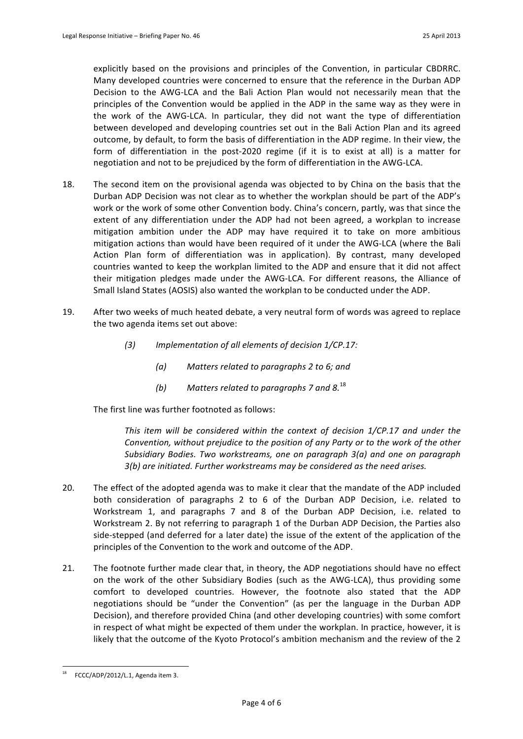explicitly based on the provisions and principles of the Convention, in particular CBDRRC. Many developed countries were concerned to ensure that the reference in the Durban ADP Decision to the AWG-LCA and the Bali Action Plan would not necessarily mean that the principles of the Convention would be applied in the ADP in the same way as they were in the work of the AWG-LCA. In particular, they did not want the type of differentiation between developed and developing countries set out in the Bali Action Plan and its agreed outcome, by default, to form the basis of differentiation in the ADP regime. In their view, the form of differentiation in the post-2020 regime (if it is to exist at all) is a matter for negotiation and not to be prejudiced by the form of differentiation in the AWG-LCA.

18. The second item on the provisional agenda was objected to by China on the basis that the Durban ADP Decision was not clear as to whether the workplan should be part of the ADP's work or the work of some other Convention body. China's concern, partly, was that since the extent of any differentiation under the ADP had not been agreed, a workplan to increase mitigation ambition under the ADP may have required it to take on more ambitious mitigation actions than would have been required of it under the AWG-LCA (where the Bali Action Plan form of differentiation was in application). By contrast, many developed countries wanted to keep the workplan limited to the ADP and ensure that it did not affect their mitigation pledges made under the AWG-LCA. For different reasons, the Alliance of Small Island States (AOSIS) also wanted the workplan to be conducted under the ADP.

19. After two weeks of much heated debate, a very neutral form of words was agreed to replace the two agenda items set out above:

> *(3) Implementation of all elements of decision 1/CP.17:*
>
> > *(a) Matters related to paragraphs 2 to 6; and*
> >
> > *(b) Matters related to paragraphs 7 and 8.*[18]

The first line was further footnoted as follows:

> *This item will be considered within the context of decision 1/CP.17 and under the Convention, without prejudice to the position of any Party or to the work of the other Subsidiary Bodies. Two workstreams, one on paragraph 3(a) and one on paragraph 3(b) are initiated. Further workstreams may be considered as the need arises.*

20. The effect of the adopted agenda was to make it clear that the mandate of the ADP included both consideration of paragraphs 2 to 6 of the Durban ADP Decision, i.e. related to Workstream 1, and paragraphs 7 and 8 of the Durban ADP Decision, i.e. related to Workstream 2. By not referring to paragraph 1 of the Durban ADP Decision, the Parties also side-stepped (and deferred for a later date) the issue of the extent of the application of the principles of the Convention to the work and outcome of the ADP.

21. The footnote further made clear that, in theory, the ADP negotiations should have no effect on the work of the other Subsidiary Bodies (such as the AWG-LCA), thus providing some comfort to developed countries. However, the footnote also stated that the ADP negotiations should be "under the Convention" (as per the language in the Durban ADP Decision), and therefore provided China (and other developing countries) with some comfort in respect of what might be expected of them under the workplan. In practice, however, it is likely that the outcome of the Kyoto Protocol's ambition mechanism and the review of the 2

---

[18] FCCC/ADP/2012/L.1, Agenda item 3.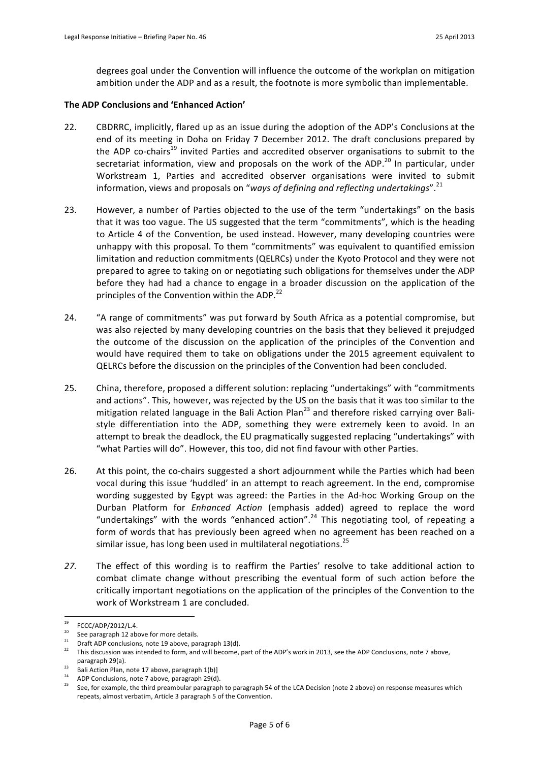degrees goal under the Convention will influence the outcome of the workplan on mitigation ambition under the ADP and as a result, the footnote is more symbolic than implementable.

**The ADP Conclusions and 'Enhanced Action'**

22. CBDRRC, implicitly, flared up as an issue during the adoption of the ADP's Conclusions at the end of its meeting in Doha on Friday 7 December 2012. The draft conclusions prepared by the ADP co-chairs[19] invited Parties and accredited observer organisations to submit to the secretariat information, view and proposals on the work of the ADP.[20] In particular, under Workstream 1, Parties and accredited observer organisations were invited to submit information, views and proposals on "*ways of defining and reflecting undertakings*".[21]

23. However, a number of Parties objected to the use of the term "undertakings" on the basis that it was too vague. The US suggested that the term "commitments", which is the heading to Article 4 of the Convention, be used instead. However, many developing countries were unhappy with this proposal. To them "commitments" was equivalent to quantified emission limitation and reduction commitments (QELRCs) under the Kyoto Protocol and they were not prepared to agree to taking on or negotiating such obligations for themselves under the ADP before they had had a chance to engage in a broader discussion on the application of the principles of the Convention within the ADP.[22]

24. "A range of commitments" was put forward by South Africa as a potential compromise, but was also rejected by many developing countries on the basis that they believed it prejudged the outcome of the discussion on the application of the principles of the Convention and would have required them to take on obligations under the 2015 agreement equivalent to QELRCs before the discussion on the principles of the Convention had been concluded.

25. China, therefore, proposed a different solution: replacing "undertakings" with "commitments and actions". This, however, was rejected by the US on the basis that it was too similar to the mitigation related language in the Bali Action Plan[23] and therefore risked carrying over Bali-style differentiation into the ADP, something they were extremely keen to avoid. In an attempt to break the deadlock, the EU pragmatically suggested replacing "undertakings" with "what Parties will do". However, this too, did not find favour with other Parties.

26. At this point, the co-chairs suggested a short adjournment while the Parties which had been vocal during this issue 'huddled' in an attempt to reach agreement. In the end, compromise wording suggested by Egypt was agreed: the Parties in the Ad-hoc Working Group on the Durban Platform for *Enhanced Action* (emphasis added) agreed to replace the word "undertakings" with the words "enhanced action".[24] This negotiating tool, of repeating a form of words that has previously been agreed when no agreement has been reached on a similar issue, has long been used in multilateral negotiations.[25]

*27.* The effect of this wording is to reaffirm the Parties' resolve to take additional action to combat climate change without prescribing the eventual form of such action before the critically important negotiations on the application of the principles of the Convention to the work of Workstream 1 are concluded.

---

[19] FCCC/ADP/2012/L.4.

[20] See paragraph 12 above for more details.

[21] Draft ADP conclusions, note 19 above, paragraph 13(d).

[22] This discussion was intended to form, and will become, part of the ADP's work in 2013, see the ADP Conclusions, note 7 above, paragraph 29(a).

[23] Bali Action Plan, note 17 above, paragraph 1(b)]

[24] ADP Conclusions, note 7 above, paragraph 29(d).

[25] See, for example, the third preambular paragraph to paragraph 54 of the LCA Decision (note 2 above) on response measures which repeats, almost verbatim, Article 3 paragraph 5 of the Convention.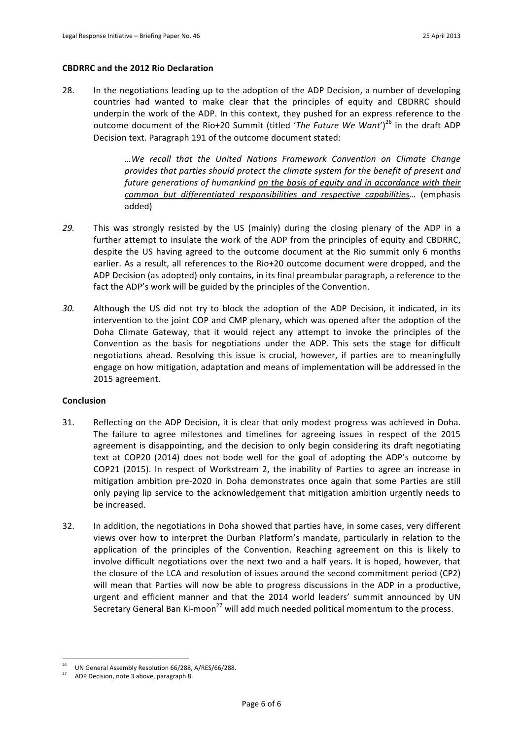**CBDRRC and the 2012 Rio Declaration**

28. In the negotiations leading up to the adoption of the ADP Decision, a number of developing countries had wanted to make clear that the principles of equity and CBDRRC should underpin the work of the ADP. In this context, they pushed for an express reference to the outcome document of the Rio+20 Summit (titled '*The Future We Want*')[26] in the draft ADP Decision text. Paragraph 191 of the outcome document stated:

> *…We recall that the United Nations Framework Convention on Climate Change provides that parties should protect the climate system for the benefit of present and future generations of humankind <u>on the basis of equity and in accordance with their common but differentiated responsibilities and respective capabilities</u>…* (emphasis added)

*29.* This was strongly resisted by the US (mainly) during the closing plenary of the ADP in a further attempt to insulate the work of the ADP from the principles of equity and CBDRRC, despite the US having agreed to the outcome document at the Rio summit only 6 months earlier. As a result, all references to the Rio+20 outcome document were dropped, and the ADP Decision (as adopted) only contains, in its final preambular paragraph, a reference to the fact the ADP's work will be guided by the principles of the Convention.

*30.* Although the US did not try to block the adoption of the ADP Decision, it indicated, in its intervention to the joint COP and CMP plenary, which was opened after the adoption of the Doha Climate Gateway, that it would reject any attempt to invoke the principles of the Convention as the basis for negotiations under the ADP. This sets the stage for difficult negotiations ahead. Resolving this issue is crucial, however, if parties are to meaningfully engage on how mitigation, adaptation and means of implementation will be addressed in the 2015 agreement.

**Conclusion**

31. Reflecting on the ADP Decision, it is clear that only modest progress was achieved in Doha. The failure to agree milestones and timelines for agreeing issues in respect of the 2015 agreement is disappointing, and the decision to only begin considering its draft negotiating text at COP20 (2014) does not bode well for the goal of adopting the ADP's outcome by COP21 (2015). In respect of Workstream 2, the inability of Parties to agree an increase in mitigation ambition pre-2020 in Doha demonstrates once again that some Parties are still only paying lip service to the acknowledgement that mitigation ambition urgently needs to be increased.

32. In addition, the negotiations in Doha showed that parties have, in some cases, very different views over how to interpret the Durban Platform's mandate, particularly in relation to the application of the principles of the Convention. Reaching agreement on this is likely to involve difficult negotiations over the next two and a half years. It is hoped, however, that the closure of the LCA and resolution of issues around the second commitment period (CP2) will mean that Parties will now be able to progress discussions in the ADP in a productive, urgent and efficient manner and that the 2014 world leaders' summit announced by UN Secretary General Ban Ki-moon[27] will add much needed political momentum to the process.

---

[26] UN General Assembly Resolution 66/288, A/RES/66/288.

[27] ADP Decision, note 3 above, paragraph 8.